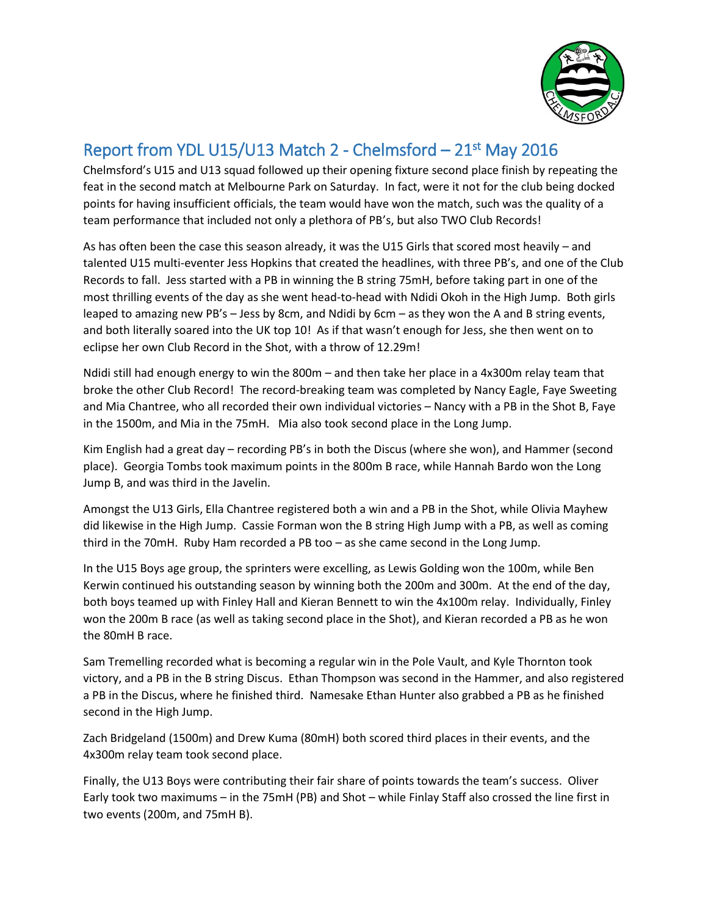# Report from YDL U15/U13 Match 2 - Chelmsford – 21st May 2016

Chelmsford's U15 and U13 squad followed up their opening fixture second place finish by repeating the feat in the second match at Melbourne Park on Saturday. In fact, were it not for the club being docked points for having insufficient officials, the team would have won the match, such was the quality of a team performance that included not only a plethora of PB's, but also TWO Club Records!

As has often been the case this season already, it was the U15 Girls that scored most heavily – and talented U15 multi-eventer Jess Hopkins that created the headlines, with three PB's, and one of the Club Records to fall. Jess started with a PB in winning the B string 75mH, before taking part in one of the most thrilling events of the day as she went head-to-head with Ndidi Okoh in the High Jump. Both girls leaped to amazing new PB's – Jess by 8cm, and Ndidi by 6cm – as they won the A and B string events, and both literally soared into the UK top 10! As if that wasn't enough for Jess, she then went on to eclipse her own Club Record in the Shot, with a throw of 12.29m!

Ndidi still had enough energy to win the 800m – and then take her place in a 4x300m relay team that broke the other Club Record! The record-breaking team was completed by Nancy Eagle, Faye Sweeting and Mia Chantree, who all recorded their own individual victories – Nancy with a PB in the Shot B, Faye in the 1500m, and Mia in the 75mH. Mia also took second place in the Long Jump.

Kim English had a great day – recording PB's in both the Discus (where she won), and Hammer (second place). Georgia Tombs took maximum points in the 800m B race, while Hannah Bardo won the Long Jump B, and was third in the Javelin.

Amongst the U13 Girls, Ella Chantree registered both a win and a PB in the Shot, while Olivia Mayhew did likewise in the High Jump. Cassie Forman won the B string High Jump with a PB, as well as coming third in the 70mH. Ruby Ham recorded a PB too – as she came second in the Long Jump.

In the U15 Boys age group, the sprinters were excelling, as Lewis Golding won the 100m, while Ben Kerwin continued his outstanding season by winning both the 200m and 300m. At the end of the day, both boys teamed up with Finley Hall and Kieran Bennett to win the 4x100m relay. Individually, Finley won the 200m B race (as well as taking second place in the Shot), and Kieran recorded a PB as he won the 80mH B race.

Sam Tremelling recorded what is becoming a regular win in the Pole Vault, and Kyle Thornton took victory, and a PB in the B string Discus. Ethan Thompson was second in the Hammer, and also registered a PB in the Discus, where he finished third. Namesake Ethan Hunter also grabbed a PB as he finished second in the High Jump.

Zach Bridgeland (1500m) and Drew Kuma (80mH) both scored third places in their events, and the 4x300m relay team took second place.

Finally, the U13 Boys were contributing their fair share of points towards the team's success. Oliver Early took two maximums – in the 75mH (PB) and Shot – while Finlay Staff also crossed the line first in two events (200m, and 75mH B).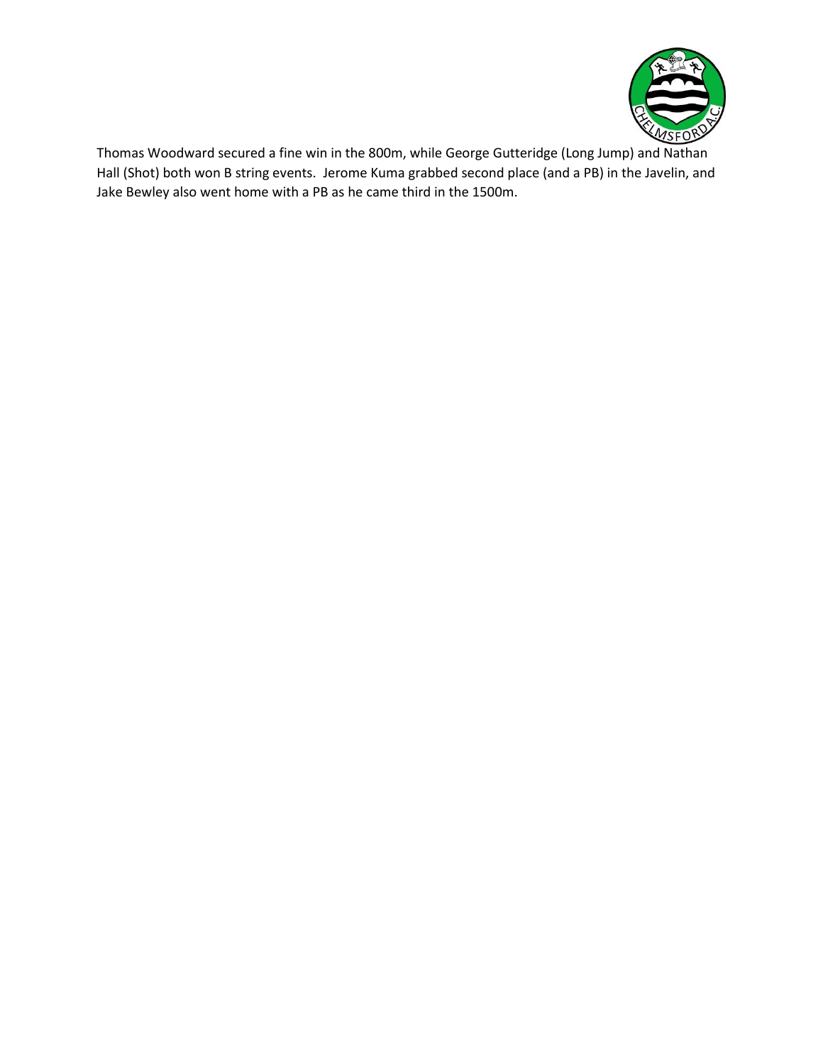Thomas Woodward secured a fine win in the 800m, while George Gutteridge (Long Jump) and Nathan Hall (Shot) both won B string events. Jerome Kuma grabbed second place (and a PB) in the Javelin, and Jake Bewley also went home with a PB as he came third in the 1500m.